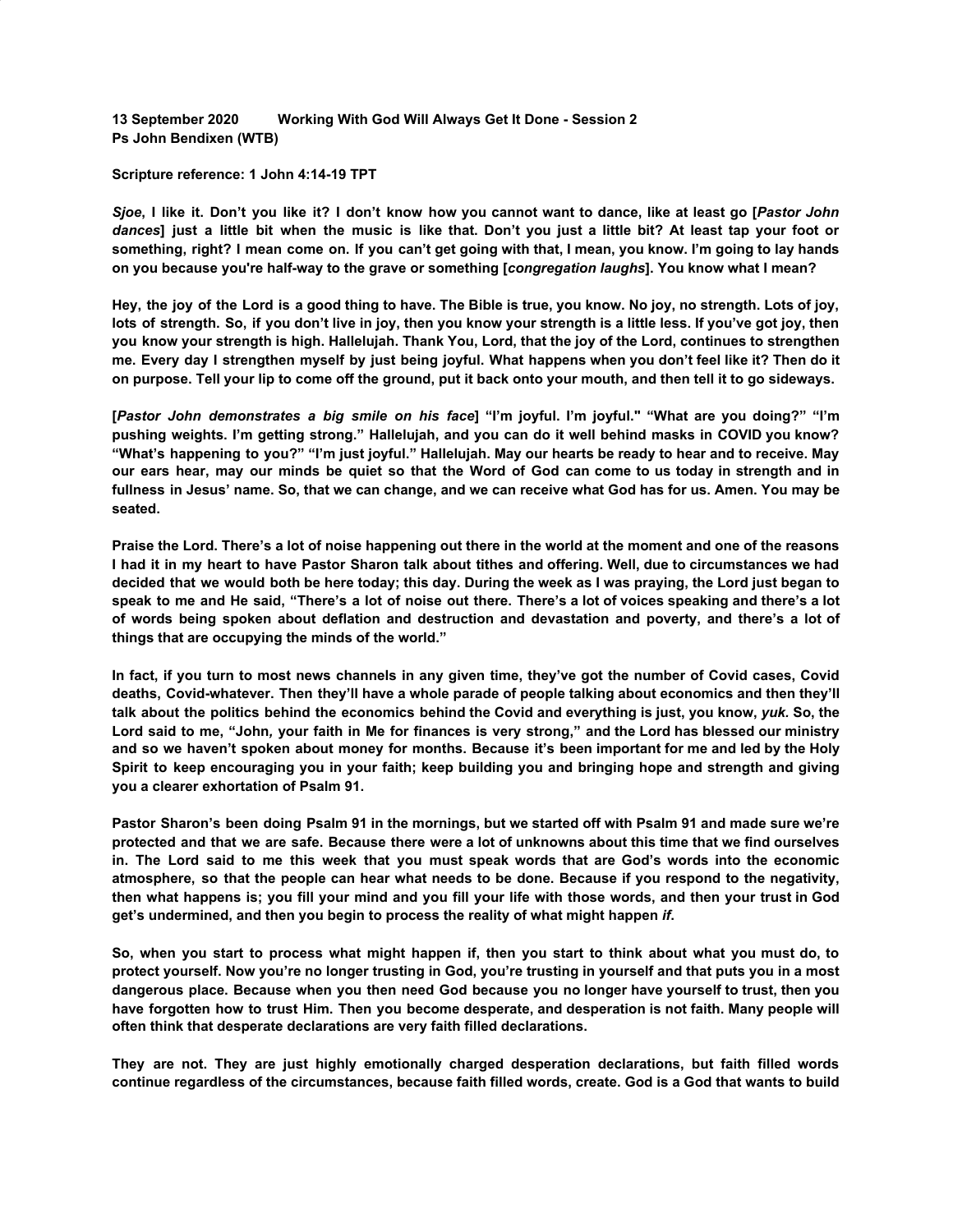**13 September 2020 Working With God Will Always Get It Done - Session 2**
**Ps John Bendixen (WTB)**

**Scripture reference: 1 John 4:14-19 TPT**

***Sjoe*, I like it. Don't you like it? I don't know how you cannot want to dance, like at least go [*Pastor John dances*] just a little bit when the music is like that. Don't you just a little bit? At least tap your foot or something, right? I mean come on. If you can't get going with that, I mean, you know. I'm going to lay hands on you because you're half-way to the grave or something [*congregation laughs*]. You know what I mean?**

**Hey, the joy of the Lord is a good thing to have. The Bible is true, you know. No joy, no strength. Lots of joy, lots of strength. So, if you don't live in joy, then you know your strength is a little less. If you've got joy, then you know your strength is high. Hallelujah. Thank You, Lord, that the joy of the Lord, continues to strengthen me. Every day I strengthen myself by just being joyful. What happens when you don't feel like it? Then do it on purpose. Tell your lip to come off the ground, put it back onto your mouth, and then tell it to go sideways.**

**[*Pastor John demonstrates a big smile on his face*] "I'm joyful. I'm joyful." "What are you doing?" "I'm pushing weights. I'm getting strong." Hallelujah, and you can do it well behind masks in COVID you know? "What's happening to you?" "I'm just joyful." Hallelujah. May our hearts be ready to hear and to receive. May our ears hear, may our minds be quiet so that the Word of God can come to us today in strength and in fullness in Jesus' name. So, that we can change, and we can receive what God has for us. Amen. You may be seated.**

**Praise the Lord. There's a lot of noise happening out there in the world at the moment and one of the reasons I had it in my heart to have Pastor Sharon talk about tithes and offering. Well, due to circumstances we had decided that we would both be here today; this day. During the week as I was praying, the Lord just began to speak to me and He said, "There's a lot of noise out there. There's a lot of voices speaking and there's a lot of words being spoken about deflation and destruction and devastation and poverty, and there's a lot of things that are occupying the minds of the world."**

**In fact, if you turn to most news channels in any given time, they've got the number of Covid cases, Covid deaths, Covid-whatever. Then they'll have a whole parade of people talking about economics and then they'll talk about the politics behind the economics behind the Covid and everything is just, you know, *yuk*. So, the Lord said to me, "John, your faith in Me for finances is very strong," and the Lord has blessed our ministry and so we haven't spoken about money for months. Because it's been important for me and led by the Holy Spirit to keep encouraging you in your faith; keep building you and bringing hope and strength and giving you a clearer exhortation of Psalm 91.**

**Pastor Sharon's been doing Psalm 91 in the mornings, but we started off with Psalm 91 and made sure we're protected and that we are safe. Because there were a lot of unknowns about this time that we find ourselves in. The Lord said to me this week that you must speak words that are God's words into the economic atmosphere, so that the people can hear what needs to be done. Because if you respond to the negativity, then what happens is; you fill your mind and you fill your life with those words, and then your trust in God get's undermined, and then you begin to process the reality of what might happen *if*.**

**So, when you start to process what might happen if, then you start to think about what you must do, to protect yourself. Now you're no longer trusting in God, you're trusting in yourself and that puts you in a most dangerous place. Because when you then need God because you no longer have yourself to trust, then you have forgotten how to trust Him. Then you become desperate, and desperation is not faith. Many people will often think that desperate declarations are very faith filled declarations.**

**They are not. They are just highly emotionally charged desperation declarations, but faith filled words continue regardless of the circumstances, because faith filled words, create. God is a God that wants to build**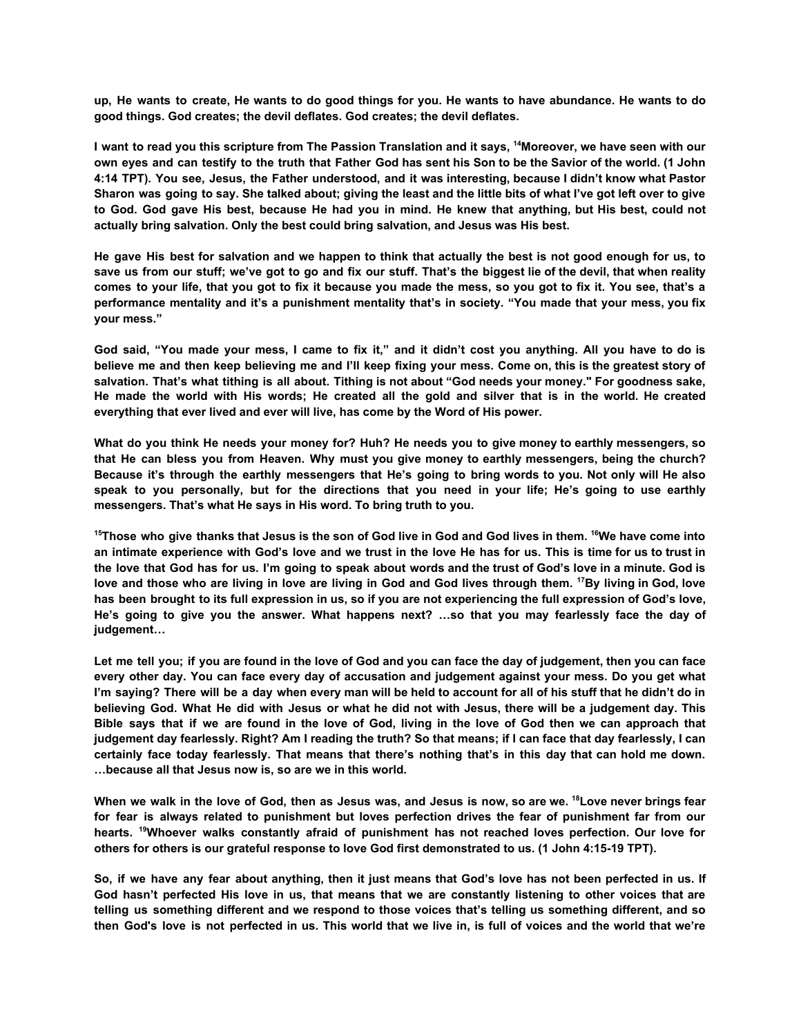**up, He wants to create, He wants to do good things for you. He wants to have abundance. He wants to do good things. God creates; the devil deflates. God creates; the devil deflates.**

**I want to read you this scripture from The Passion Translation and it says, [14]Moreover, we have seen with our own eyes and can testify to the truth that Father God has sent his Son to be the Savior of the world. (1 John 4:14 TPT). You see, Jesus, the Father understood, and it was interesting, because I didn't know what Pastor Sharon was going to say. She talked about; giving the least and the little bits of what I've got left over to give to God. God gave His best, because He had you in mind. He knew that anything, but His best, could not actually bring salvation. Only the best could bring salvation, and Jesus was His best.**

**He gave His best for salvation and we happen to think that actually the best is not good enough for us, to save us from our stuff; we've got to go and fix our stuff. That's the biggest lie of the devil, that when reality comes to your life, that you got to fix it because you made the mess, so you got to fix it. You see, that's a performance mentality and it's a punishment mentality that's in society. "You made that your mess, you fix your mess."**

**God said, "You made your mess, I came to fix it," and it didn't cost you anything. All you have to do is believe me and then keep believing me and I'll keep fixing your mess. Come on, this is the greatest story of salvation. That's what tithing is all about. Tithing is not about "God needs your money." For goodness sake, He made the world with His words; He created all the gold and silver that is in the world. He created everything that ever lived and ever will live, has come by the Word of His power.**

**What do you think He needs your money for? Huh? He needs you to give money to earthly messengers, so that He can bless you from Heaven. Why must you give money to earthly messengers, being the church? Because it's through the earthly messengers that He's going to bring words to you. Not only will He also speak to you personally, but for the directions that you need in your life; He's going to use earthly messengers. That's what He says in His word. To bring truth to you.**

**[15]Those who give thanks that Jesus is the son of God live in God and God lives in them. [16]We have come into an intimate experience with God's love and we trust in the love He has for us. This is time for us to trust in the love that God has for us. I'm going to speak about words and the trust of God's love in a minute. God is love and those who are living in love are living in God and God lives through them. [17]By living in God, love has been brought to its full expression in us, so if you are not experiencing the full expression of God's love, He's going to give you the answer. What happens next? …so that you may fearlessly face the day of judgement…**

**Let me tell you; if you are found in the love of God and you can face the day of judgement, then you can face every other day. You can face every day of accusation and judgement against your mess. Do you get what I'm saying? There will be a day when every man will be held to account for all of his stuff that he didn't do in believing God. What He did with Jesus or what he did not with Jesus, there will be a judgement day. This Bible says that if we are found in the love of God, living in the love of God then we can approach that judgement day fearlessly. Right? Am I reading the truth? So that means; if I can face that day fearlessly, I can certainly face today fearlessly. That means that there's nothing that's in this day that can hold me down. …because all that Jesus now is, so are we in this world.**

**When we walk in the love of God, then as Jesus was, and Jesus is now, so are we. [18]Love never brings fear for fear is always related to punishment but loves perfection drives the fear of punishment far from our hearts. [19]Whoever walks constantly afraid of punishment has not reached loves perfection. Our love for others for others is our grateful response to love God first demonstrated to us. (1 John 4:15-19 TPT).**

**So, if we have any fear about anything, then it just means that God's love has not been perfected in us. If God hasn't perfected His love in us, that means that we are constantly listening to other voices that are telling us something different and we respond to those voices that's telling us something different, and so then God's love is not perfected in us. This world that we live in, is full of voices and the world that we're**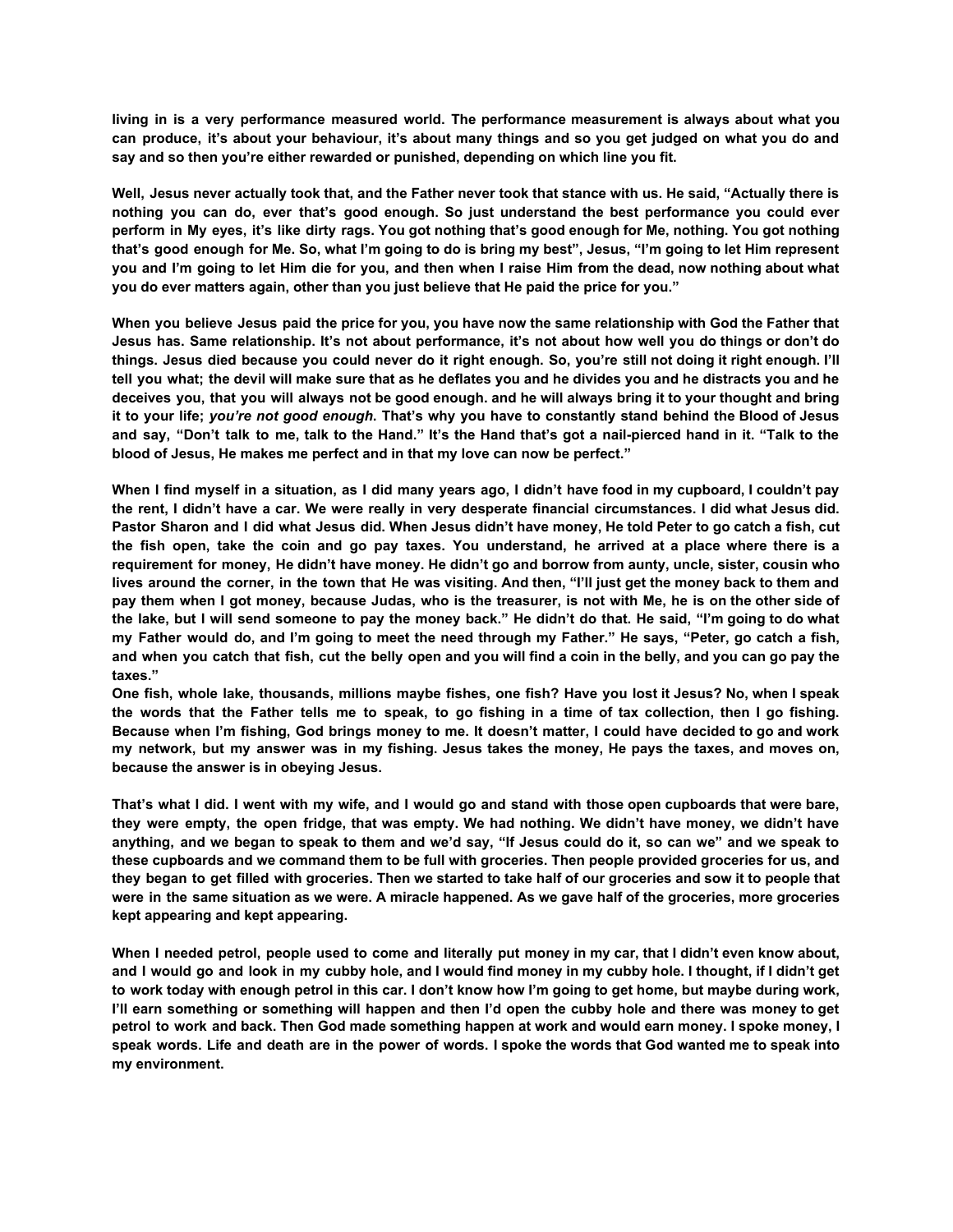**living in is a very performance measured world. The performance measurement is always about what you can produce, it's about your behaviour, it's about many things and so you get judged on what you do and say and so then you're either rewarded or punished, depending on which line you fit.**

**Well, Jesus never actually took that, and the Father never took that stance with us. He said, "Actually there is nothing you can do, ever that's good enough. So just understand the best performance you could ever perform in My eyes, it's like dirty rags. You got nothing that's good enough for Me, nothing. You got nothing that's good enough for Me. So, what I'm going to do is bring my best", Jesus, "I'm going to let Him represent you and I'm going to let Him die for you, and then when I raise Him from the dead, now nothing about what you do ever matters again, other than you just believe that He paid the price for you."**

**When you believe Jesus paid the price for you, you have now the same relationship with God the Father that Jesus has. Same relationship. It's not about performance, it's not about how well you do things or don't do things. Jesus died because you could never do it right enough. So, you're still not doing it right enough. I'll tell you what; the devil will make sure that as he deflates you and he divides you and he distracts you and he deceives you, that you will always not be good enough. and he will always bring it to your thought and bring it to your life; *you're not good enough*. That's why you have to constantly stand behind the Blood of Jesus and say, "Don't talk to me, talk to the Hand." It's the Hand that's got a nail-pierced hand in it. "Talk to the blood of Jesus, He makes me perfect and in that my love can now be perfect."**

**When I find myself in a situation, as I did many years ago, I didn't have food in my cupboard, I couldn't pay the rent, I didn't have a car. We were really in very desperate financial circumstances. I did what Jesus did. Pastor Sharon and I did what Jesus did. When Jesus didn't have money, He told Peter to go catch a fish, cut the fish open, take the coin and go pay taxes. You understand, he arrived at a place where there is a requirement for money, He didn't have money. He didn't go and borrow from aunty, uncle, sister, cousin who lives around the corner, in the town that He was visiting. And then, "I'll just get the money back to them and pay them when I got money, because Judas, who is the treasurer, is not with Me, he is on the other side of the lake, but I will send someone to pay the money back." He didn't do that. He said, "I'm going to do what my Father would do, and I'm going to meet the need through my Father." He says, "Peter, go catch a fish, and when you catch that fish, cut the belly open and you will find a coin in the belly, and you can go pay the taxes."**

**One fish, whole lake, thousands, millions maybe fishes, one fish? Have you lost it Jesus? No, when I speak the words that the Father tells me to speak, to go fishing in a time of tax collection, then I go fishing. Because when I'm fishing, God brings money to me. It doesn't matter, I could have decided to go and work my network, but my answer was in my fishing. Jesus takes the money, He pays the taxes, and moves on, because the answer is in obeying Jesus.**

**That's what I did. I went with my wife, and I would go and stand with those open cupboards that were bare, they were empty, the open fridge, that was empty. We had nothing. We didn't have money, we didn't have anything, and we began to speak to them and we'd say, "If Jesus could do it, so can we" and we speak to these cupboards and we command them to be full with groceries. Then people provided groceries for us, and they began to get filled with groceries. Then we started to take half of our groceries and sow it to people that were in the same situation as we were. A miracle happened. As we gave half of the groceries, more groceries kept appearing and kept appearing.**

**When I needed petrol, people used to come and literally put money in my car, that I didn't even know about, and I would go and look in my cubby hole, and I would find money in my cubby hole. I thought, if I didn't get to work today with enough petrol in this car. I don't know how I'm going to get home, but maybe during work, I'll earn something or something will happen and then I'd open the cubby hole and there was money to get petrol to work and back. Then God made something happen at work and would earn money. I spoke money, I speak words. Life and death are in the power of words. I spoke the words that God wanted me to speak into my environment.**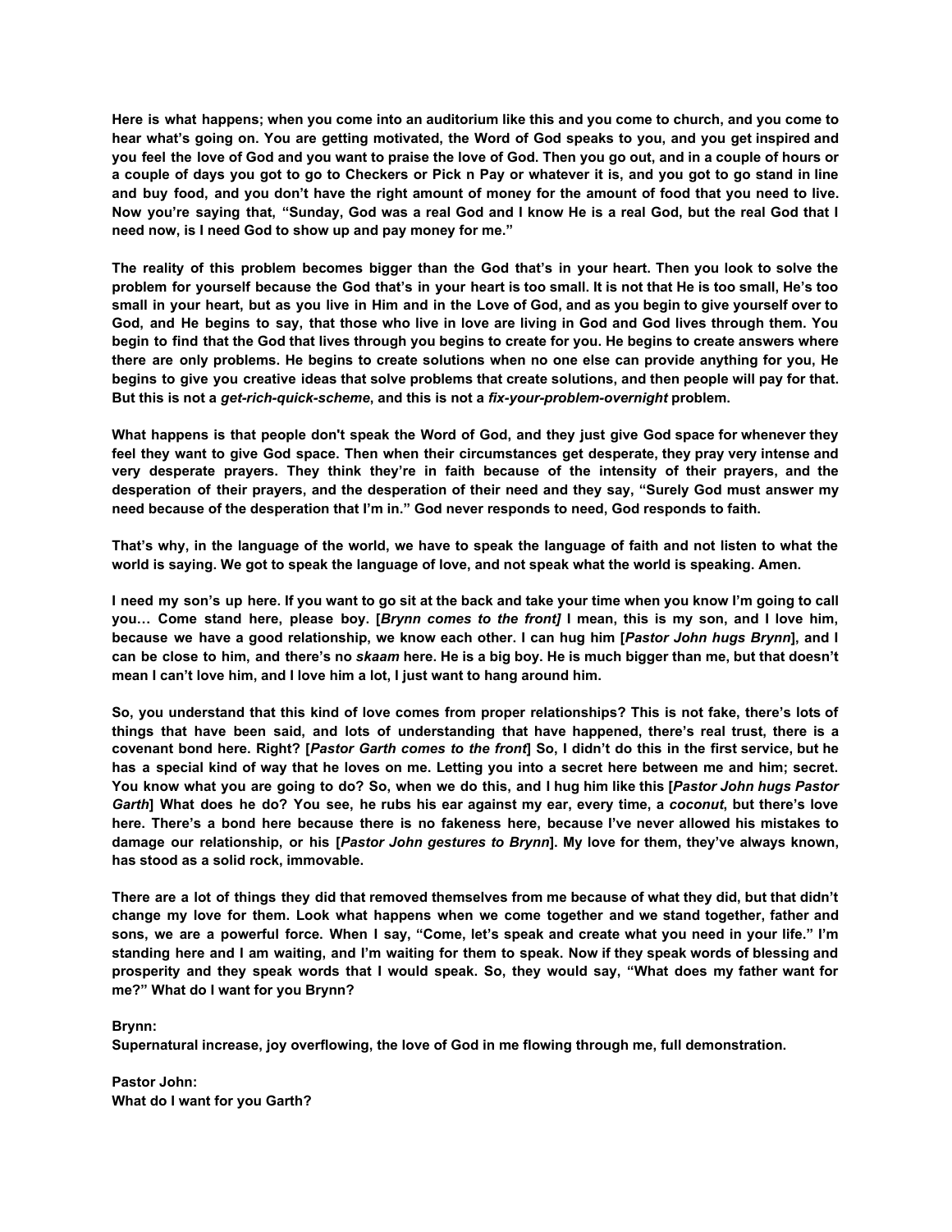**Here is what happens; when you come into an auditorium like this and you come to church, and you come to hear what's going on. You are getting motivated, the Word of God speaks to you, and you get inspired and you feel the love of God and you want to praise the love of God. Then you go out, and in a couple of hours or a couple of days you got to go to Checkers or Pick n Pay or whatever it is, and you got to go stand in line and buy food, and you don't have the right amount of money for the amount of food that you need to live. Now you're saying that, "Sunday, God was a real God and I know He is a real God, but the real God that I need now, is I need God to show up and pay money for me."**

**The reality of this problem becomes bigger than the God that's in your heart. Then you look to solve the problem for yourself because the God that's in your heart is too small. It is not that He is too small, He's too small in your heart, but as you live in Him and in the Love of God, and as you begin to give yourself over to God, and He begins to say, that those who live in love are living in God and God lives through them. You begin to find that the God that lives through you begins to create for you. He begins to create answers where there are only problems. He begins to create solutions when no one else can provide anything for you, He begins to give you creative ideas that solve problems that create solutions, and then people will pay for that. But this is not a *get-rich-quick-scheme*, and this is not a *fix-your-problem-overnight* problem.**

**What happens is that people don't speak the Word of God, and they just give God space for whenever they feel they want to give God space. Then when their circumstances get desperate, they pray very intense and very desperate prayers. They think they're in faith because of the intensity of their prayers, and the desperation of their prayers, and the desperation of their need and they say, "Surely God must answer my need because of the desperation that I'm in." God never responds to need, God responds to faith.**

**That's why, in the language of the world, we have to speak the language of faith and not listen to what the world is saying. We got to speak the language of love, and not speak what the world is speaking. Amen.**

**I need my son's up here. If you want to go sit at the back and take your time when you know I'm going to call you… Come stand here, please boy. [*Brynn comes to the front]* I mean, this is my son, and I love him, because we have a good relationship, we know each other. I can hug him [*Pastor John hugs Brynn*], and I can be close to him, and there's no *skaam* here. He is a big boy. He is much bigger than me, but that doesn't mean I can't love him, and I love him a lot, I just want to hang around him.**

**So, you understand that this kind of love comes from proper relationships? This is not fake, there's lots of things that have been said, and lots of understanding that have happened, there's real trust, there is a covenant bond here. Right? [*Pastor Garth comes to the front*] So, I didn't do this in the first service, but he has a special kind of way that he loves on me. Letting you into a secret here between me and him; secret. You know what you are going to do? So, when we do this, and I hug him like this [*Pastor John hugs Pastor Garth*] What does he do? You see, he rubs his ear against my ear, every time, a *coconut*, but there's love here. There's a bond here because there is no fakeness here, because I've never allowed his mistakes to damage our relationship, or his [*Pastor John gestures to Brynn*]. My love for them, they've always known, has stood as a solid rock, immovable.**

**There are a lot of things they did that removed themselves from me because of what they did, but that didn't change my love for them. Look what happens when we come together and we stand together, father and sons, we are a powerful force. When I say, "Come, let's speak and create what you need in your life." I'm standing here and I am waiting, and I'm waiting for them to speak. Now if they speak words of blessing and prosperity and they speak words that I would speak. So, they would say, "What does my father want for me?" What do I want for you Brynn?**

**Brynn:**
**Supernatural increase, joy overflowing, the love of God in me flowing through me, full demonstration.**

**Pastor John:**
**What do I want for you Garth?**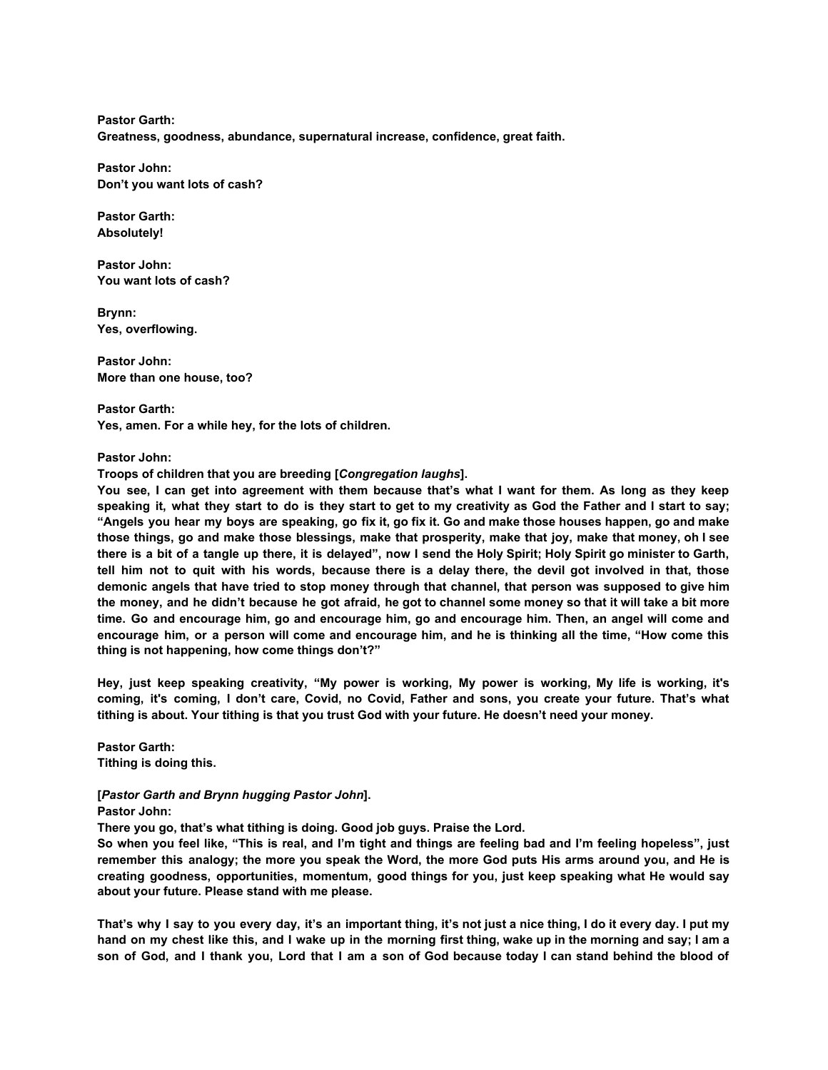**Pastor Garth:**
**Greatness, goodness, abundance, supernatural increase, confidence, great faith.**

**Pastor John:**
**Don't you want lots of cash?**

**Pastor Garth:**
**Absolutely!**

**Pastor John:**
**You want lots of cash?**

**Brynn:**
**Yes, overflowing.**

**Pastor John:**
**More than one house, too?**

**Pastor Garth:**
**Yes, amen. For a while hey, for the lots of children.**

**Pastor John:**
**Troops of children that you are breeding [*Congregation laughs*].**
**You see, I can get into agreement with them because that's what I want for them. As long as they keep speaking it, what they start to do is they start to get to my creativity as God the Father and I start to say; "Angels you hear my boys are speaking, go fix it, go fix it. Go and make those houses happen, go and make those things, go and make those blessings, make that prosperity, make that joy, make that money, oh I see there is a bit of a tangle up there, it is delayed", now I send the Holy Spirit; Holy Spirit go minister to Garth, tell him not to quit with his words, because there is a delay there, the devil got involved in that, those demonic angels that have tried to stop money through that channel, that person was supposed to give him the money, and he didn't because he got afraid, he got to channel some money so that it will take a bit more time. Go and encourage him, go and encourage him, go and encourage him. Then, an angel will come and encourage him, or a person will come and encourage him, and he is thinking all the time, "How come this thing is not happening, how come things don't?"**

**Hey, just keep speaking creativity, "My power is working, My power is working, My life is working, it's coming, it's coming, I don't care, Covid, no Covid, Father and sons, you create your future. That's what tithing is about. Your tithing is that you trust God with your future. He doesn't need your money.**

**Pastor Garth:**
**Tithing is doing this.**

**[*Pastor Garth and Brynn hugging Pastor John*].**
**Pastor John:**
**There you go, that's what tithing is doing. Good job guys. Praise the Lord.**
**So when you feel like, "This is real, and I'm tight and things are feeling bad and I'm feeling hopeless", just remember this analogy; the more you speak the Word, the more God puts His arms around you, and He is creating goodness, opportunities, momentum, good things for you, just keep speaking what He would say about your future. Please stand with me please.**

**That's why I say to you every day, it's an important thing, it's not just a nice thing, I do it every day. I put my hand on my chest like this, and I wake up in the morning first thing, wake up in the morning and say; I am a son of God, and I thank you, Lord that I am a son of God because today I can stand behind the blood of**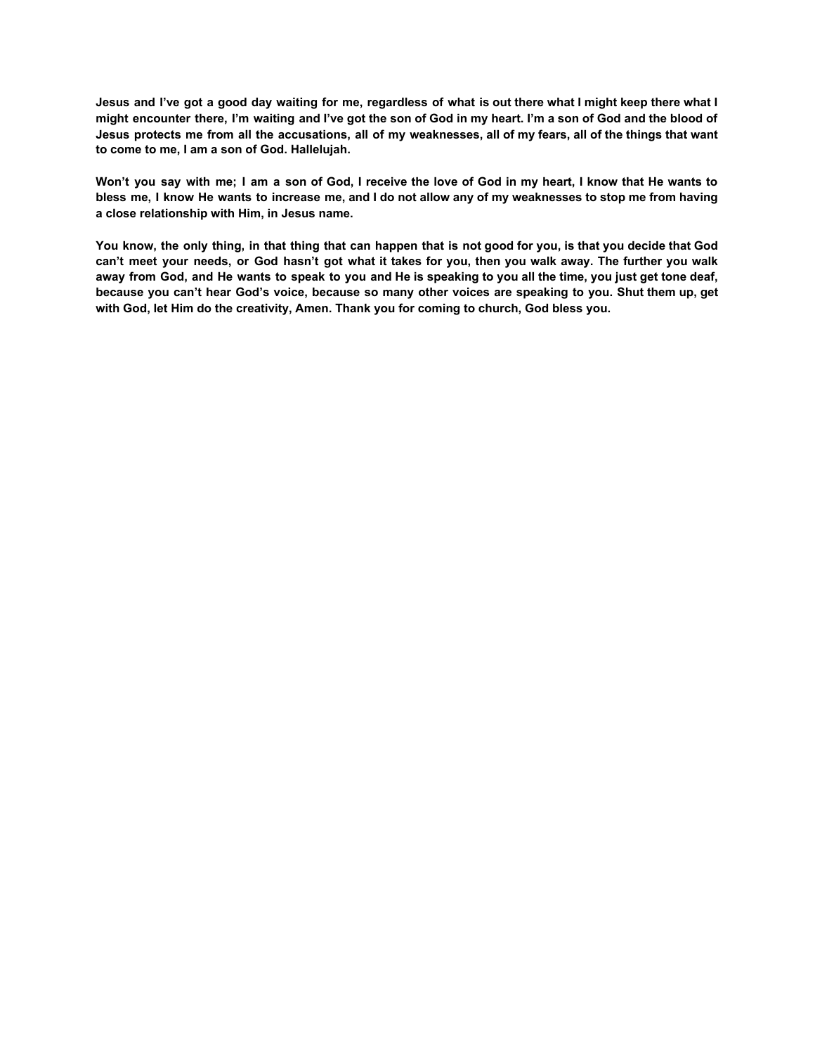**Jesus and I've got a good day waiting for me, regardless of what is out there what I might keep there what I might encounter there, I'm waiting and I've got the son of God in my heart. I'm a son of God and the blood of Jesus protects me from all the accusations, all of my weaknesses, all of my fears, all of the things that want to come to me, I am a son of God. Hallelujah.**

**Won't you say with me; I am a son of God, I receive the love of God in my heart, I know that He wants to bless me, I know He wants to increase me, and I do not allow any of my weaknesses to stop me from having a close relationship with Him, in Jesus name.**

**You know, the only thing, in that thing that can happen that is not good for you, is that you decide that God can't meet your needs, or God hasn't got what it takes for you, then you walk away. The further you walk away from God, and He wants to speak to you and He is speaking to you all the time, you just get tone deaf, because you can't hear God's voice, because so many other voices are speaking to you. Shut them up, get with God, let Him do the creativity, Amen. Thank you for coming to church, God bless you.**